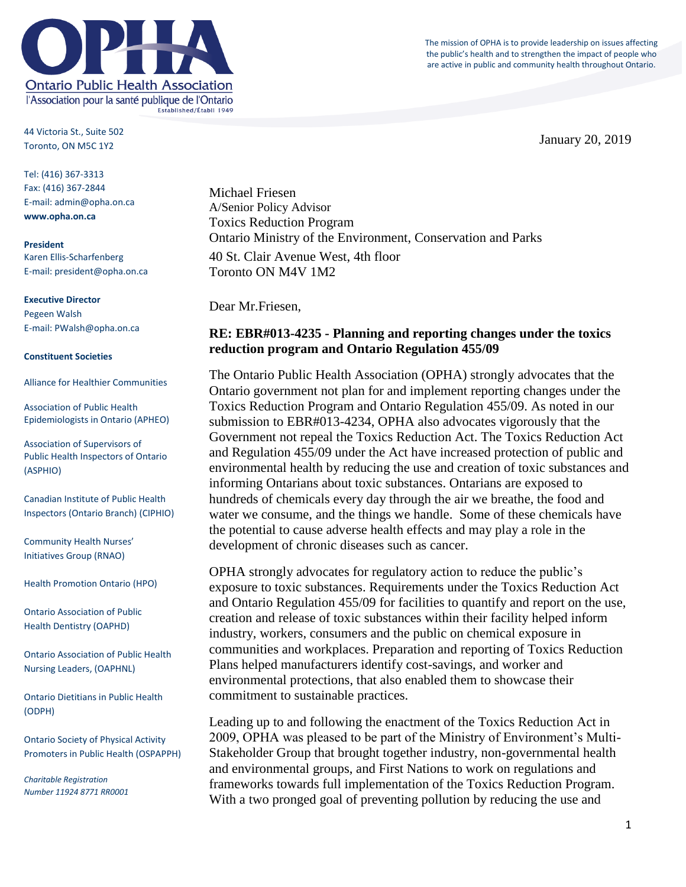**Ontario Public Health Association**
l'Association pour la santé publique de l'Ontario
Established/Établi 1949

The mission of OPHA is to provide leadership on issues affecting the public's health and to strengthen the impact of people who are active in public and community health throughout Ontario.

44 Victoria St., Suite 502
Toronto, ON M5C 1Y2

Tel: (416) 367-3313
Fax: (416) 367-2844
E-mail: admin@opha.on.ca
**www.opha.on.ca**

**President**
Karen Ellis-Scharfenberg
E-mail: president@opha.on.ca

**Executive Director**
Pegeen Walsh
E-mail: PWalsh@opha.on.ca

**Constituent Societies**

Alliance for Healthier Communities

Association of Public Health Epidemiologists in Ontario (APHEO)

Association of Supervisors of Public Health Inspectors of Ontario (ASPHIO)

Canadian Institute of Public Health Inspectors (Ontario Branch) (CIPHIO)

Community Health Nurses' Initiatives Group (RNAO)

Health Promotion Ontario (HPO)

Ontario Association of Public Health Dentistry (OAPHD)

Ontario Association of Public Health Nursing Leaders, (OAPHNL)

Ontario Dietitians in Public Health (ODPH)

Ontario Society of Physical Activity Promoters in Public Health (OSPAPPH)

*Charitable Registration Number 11924 8771 RR0001*

January 20, 2019

Michael Friesen
A/Senior Policy Advisor
Toxics Reduction Program
Ontario Ministry of the Environment, Conservation and Parks
40 St. Clair Avenue West, 4th floor
Toronto ON M4V 1M2

Dear Mr.Friesen,

**RE: EBR#013-4235 - Planning and reporting changes under the toxics reduction program and Ontario Regulation 455/09**

The Ontario Public Health Association (OPHA) strongly advocates that the Ontario government not plan for and implement reporting changes under the Toxics Reduction Program and Ontario Regulation 455/09. As noted in our submission to EBR#013-4234, OPHA also advocates vigorously that the Government not repeal the Toxics Reduction Act. The Toxics Reduction Act and Regulation 455/09 under the Act have increased protection of public and environmental health by reducing the use and creation of toxic substances and informing Ontarians about toxic substances. Ontarians are exposed to hundreds of chemicals every day through the air we breathe, the food and water we consume, and the things we handle. Some of these chemicals have the potential to cause adverse health effects and may play a role in the development of chronic diseases such as cancer.

OPHA strongly advocates for regulatory action to reduce the public's exposure to toxic substances. Requirements under the Toxics Reduction Act and Ontario Regulation 455/09 for facilities to quantify and report on the use, creation and release of toxic substances within their facility helped inform industry, workers, consumers and the public on chemical exposure in communities and workplaces. Preparation and reporting of Toxics Reduction Plans helped manufacturers identify cost-savings, and worker and environmental protections, that also enabled them to showcase their commitment to sustainable practices.

Leading up to and following the enactment of the Toxics Reduction Act in 2009, OPHA was pleased to be part of the Ministry of Environment's Multi-Stakeholder Group that brought together industry, non-governmental health and environmental groups, and First Nations to work on regulations and frameworks towards full implementation of the Toxics Reduction Program. With a two pronged goal of preventing pollution by reducing the use and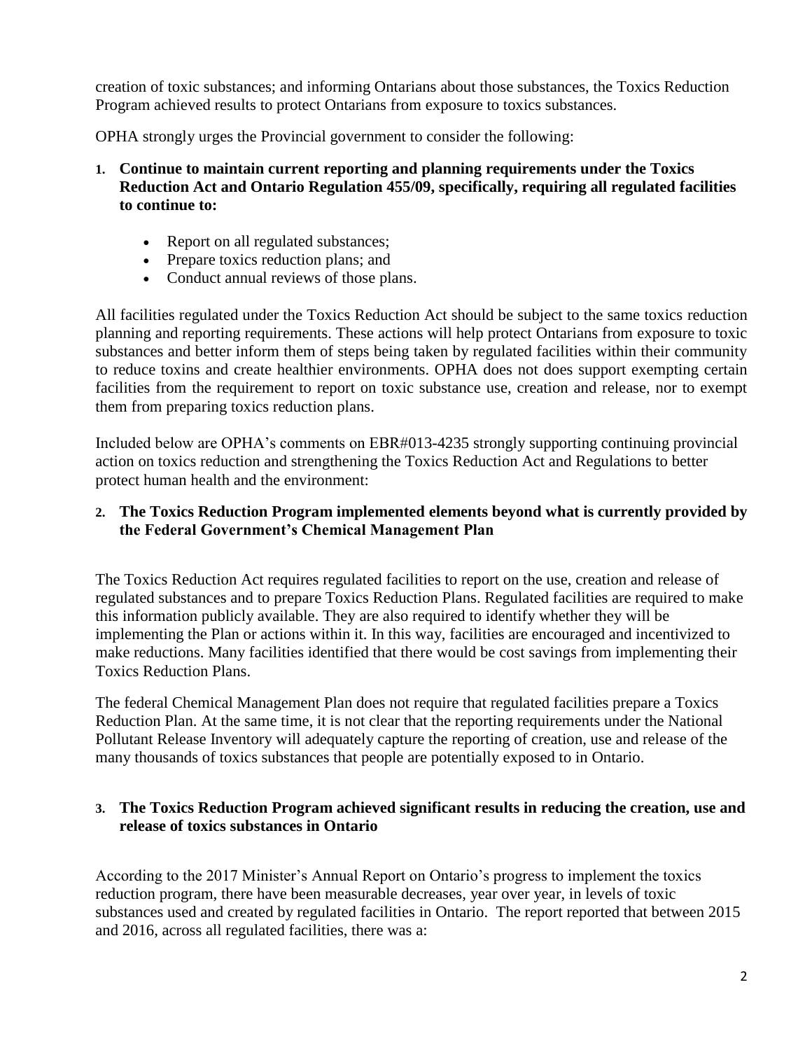creation of toxic substances; and informing Ontarians about those substances, the Toxics Reduction Program achieved results to protect Ontarians from exposure to toxics substances.

OPHA strongly urges the Provincial government to consider the following:

1. **Continue to maintain current reporting and planning requirements under the Toxics Reduction Act and Ontario Regulation 455/09, specifically, requiring all regulated facilities to continue to:**

    - Report on all regulated substances;
    - Prepare toxics reduction plans; and
    - Conduct annual reviews of those plans.

All facilities regulated under the Toxics Reduction Act should be subject to the same toxics reduction planning and reporting requirements. These actions will help protect Ontarians from exposure to toxic substances and better inform them of steps being taken by regulated facilities within their community to reduce toxins and create healthier environments. OPHA does not does support exempting certain facilities from the requirement to report on toxic substance use, creation and release, nor to exempt them from preparing toxics reduction plans.

Included below are OPHA's comments on EBR#013-4235 strongly supporting continuing provincial action on toxics reduction and strengthening the Toxics Reduction Act and Regulations to better protect human health and the environment:

2. **The Toxics Reduction Program implemented elements beyond what is currently provided by the Federal Government's Chemical Management Plan**

The Toxics Reduction Act requires regulated facilities to report on the use, creation and release of regulated substances and to prepare Toxics Reduction Plans. Regulated facilities are required to make this information publicly available. They are also required to identify whether they will be implementing the Plan or actions within it. In this way, facilities are encouraged and incentivized to make reductions. Many facilities identified that there would be cost savings from implementing their Toxics Reduction Plans.

The federal Chemical Management Plan does not require that regulated facilities prepare a Toxics Reduction Plan. At the same time, it is not clear that the reporting requirements under the National Pollutant Release Inventory will adequately capture the reporting of creation, use and release of the many thousands of toxics substances that people are potentially exposed to in Ontario.

3. **The Toxics Reduction Program achieved significant results in reducing the creation, use and release of toxics substances in Ontario**

According to the 2017 Minister's Annual Report on Ontario's progress to implement the toxics reduction program, there have been measurable decreases, year over year, in levels of toxic substances used and created by regulated facilities in Ontario. The report reported that between 2015 and 2016, across all regulated facilities, there was a: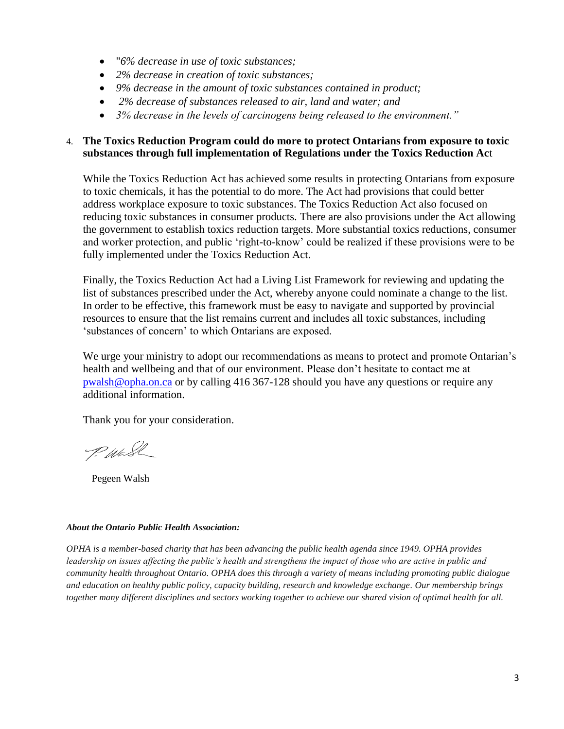- "*6% decrease in use of toxic substances;*
- *2% decrease in creation of toxic substances;*
- *9% decrease in the amount of toxic substances contained in product;*
- *2% decrease of substances released to air, land and water; and*
- *3% decrease in the levels of carcinogens being released to the environment."*

4. **The Toxics Reduction Program could do more to protect Ontarians from exposure to toxic substances through full implementation of Regulations under the Toxics Reduction Act**

While the Toxics Reduction Act has achieved some results in protecting Ontarians from exposure to toxic chemicals, it has the potential to do more. The Act had provisions that could better address workplace exposure to toxic substances. The Toxics Reduction Act also focused on reducing toxic substances in consumer products. There are also provisions under the Act allowing the government to establish toxics reduction targets. More substantial toxics reductions, consumer and worker protection, and public 'right-to-know' could be realized if these provisions were to be fully implemented under the Toxics Reduction Act.

Finally, the Toxics Reduction Act had a Living List Framework for reviewing and updating the list of substances prescribed under the Act, whereby anyone could nominate a change to the list. In order to be effective, this framework must be easy to navigate and supported by provincial resources to ensure that the list remains current and includes all toxic substances, including 'substances of concern' to which Ontarians are exposed.

We urge your ministry to adopt our recommendations as means to protect and promote Ontarian's health and wellbeing and that of our environment. Please don't hesitate to contact me at pwalsh@opha.on.ca or by calling 416 367-128 should you have any questions or require any additional information.

Thank you for your consideration.

Pegeen Walsh

***About the Ontario Public Health Association:***

*OPHA is a member-based charity that has been advancing the public health agenda since 1949. OPHA provides leadership on issues affecting the public's health and strengthens the impact of those who are active in public and community health throughout Ontario. OPHA does this through a variety of means including promoting public dialogue and education on healthy public policy, capacity building, research and knowledge exchange. Our membership brings together many different disciplines and sectors working together to achieve our shared vision of optimal health for all.*